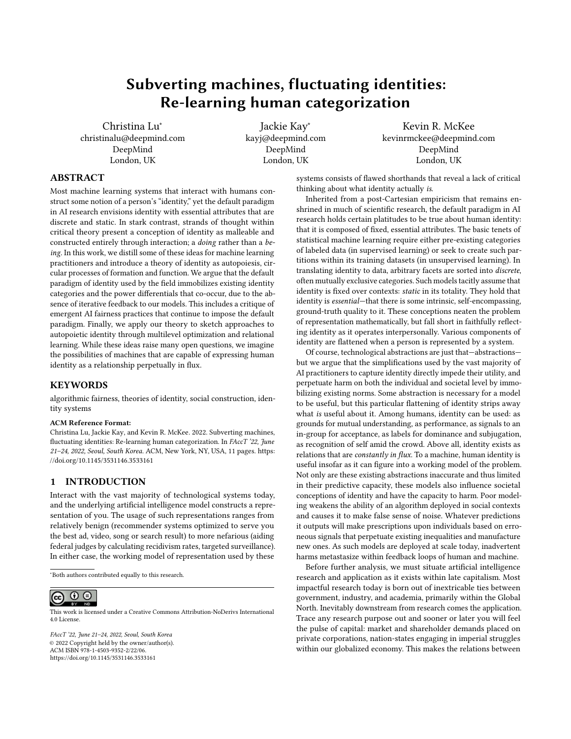# Subverting machines, fluctuating identities: Re-learning human categorization

Christina Lu*
christinalu@deepmind.com
DeepMind
London, UK

Jackie Kay*
kayj@deepmind.com
DeepMind
London, UK

Kevin R. McKee
kevinrmckee@deepmind.com
DeepMind
London, UK

## ABSTRACT

Most machine learning systems that interact with humans construct some notion of a person's "identity," yet the default paradigm in AI research envisions identity with essential attributes that are discrete and static. In stark contrast, strands of thought within critical theory present a conception of identity as malleable and constructed entirely through interaction; a *doing* rather than a *being*. In this work, we distill some of these ideas for machine learning practitioners and introduce a theory of identity as autopoiesis, circular processes of formation and function. We argue that the default paradigm of identity used by the field immobilizes existing identity categories and the power differentials that co-occur, due to the absence of iterative feedback to our models. This includes a critique of emergent AI fairness practices that continue to impose the default paradigm. Finally, we apply our theory to sketch approaches to autopoietic identity through multilevel optimization and relational learning. While these ideas raise many open questions, we imagine the possibilities of machines that are capable of expressing human identity as a relationship perpetually in flux.

## KEYWORDS

algorithmic fairness, theories of identity, social construction, identity systems

**ACM Reference Format:**
Christina Lu, Jackie Kay, and Kevin R. McKee. 2022. Subverting machines, fluctuating identities: Re-learning human categorization. In *FAccT '22, June 21–24, 2022, Seoul, South Korea*. ACM, New York, NY, USA, 11 pages. https://doi.org/10.1145/3531146.3533161

## 1 INTRODUCTION

Interact with the vast majority of technological systems today, and the underlying artificial intelligence model constructs a representation of you. The usage of such representations ranges from relatively benign (recommender systems optimized to serve you the best ad, video, song or search result) to more nefarious (aiding federal judges by calculating recidivism rates, targeted surveillance). In either case, the working model of representation used by these systems consists of flawed shorthands that reveal a lack of critical thinking about what identity actually *is*.

Inherited from a post-Cartesian empiricism that remains enshrined in much of scientific research, the default paradigm in AI research holds certain platitudes to be true about human identity: that it is composed of fixed, essential attributes. The basic tenets of statistical machine learning require either pre-existing categories of labeled data (in supervised learning) or seek to create such partitions within its training datasets (in unsupervised learning). In translating identity to data, arbitrary facets are sorted into *discrete*, often mutually exclusive categories. Such models tacitly assume that identity is fixed over contexts: *static* in its totality. They hold that identity is *essential*—that there is some intrinsic, self-encompassing, ground-truth quality to it. These conceptions neaten the problem of representation mathematically, but fall short in faithfully reflecting identity as it operates interpersonally. Various components of identity are flattened when a person is represented by a system.

Of course, technological abstractions are just that—abstractions—but we argue that the simplifications used by the vast majority of AI practitioners to capture identity directly impede their utility, and perpetuate harm on both the individual and societal level by immobilizing existing norms. Some abstraction is necessary for a model to be useful, but this particular flattening of identity strips away what *is* useful about it. Among humans, identity can be used: as grounds for mutual understanding, as performance, as signals to an in-group for acceptance, as labels for dominance and subjugation, as recognition of self amid the crowd. Above all, identity exists as relations that are *constantly in flux*. To a machine, human identity is useful insofar as it can figure into a working model of the problem. Not only are these existing abstractions inaccurate and thus limited in their predictive capacity, these models also influence societal conceptions of identity and have the capacity to harm. Poor modeling weakens the ability of an algorithm deployed in social contexts and causes it to make false sense of noise. Whatever predictions it outputs will make prescriptions upon individuals based on erroneous signals that perpetuate existing inequalities and manufacture new ones. As such models are deployed at scale today, inadvertent harms metastasize within feedback loops of human and machine.

Before further analysis, we must situate artificial intelligence research and application as it exists within late capitalism. Most impactful research today is born out of inextricable ties between government, industry, and academia, primarily within the Global North. Inevitably downstream from research comes the application. Trace any research purpose out and sooner or later you will feel the pulse of capital: market and shareholder demands placed on private corporations, nation-states engaging in imperial struggles within our globalized economy. This makes the relations between

*Both authors contributed equally to this research.

This work is licensed under a Creative Commons Attribution-NoDerivs International 4.0 License.

*FAccT '22, June 21–24, 2022, Seoul, South Korea*
© 2022 Copyright held by the owner/author(s).
ACM ISBN 978-1-4503-9352-2/22/06.
https://doi.org/10.1145/3531146.3533161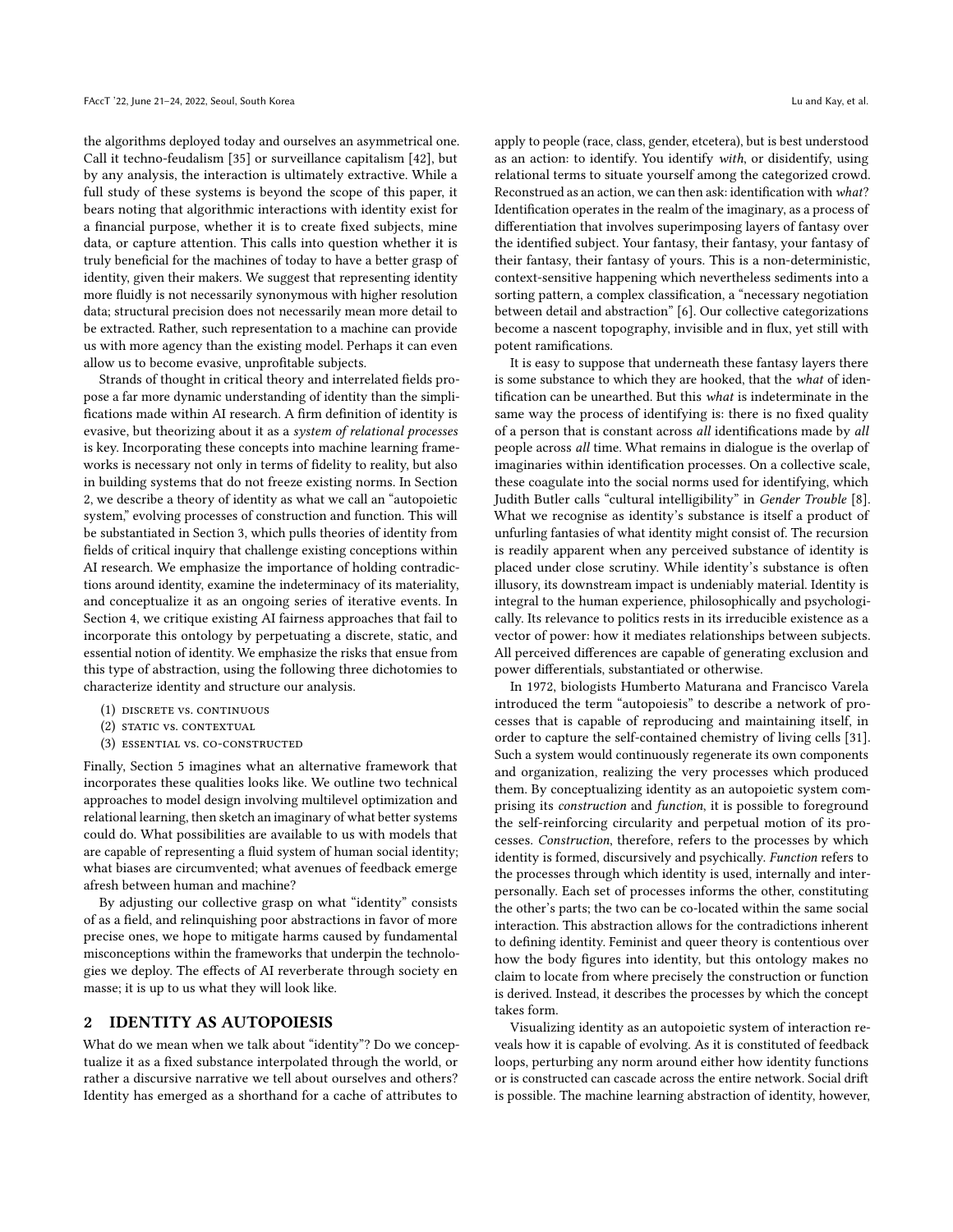the algorithms deployed today and ourselves an asymmetrical one. Call it techno-feudalism [35] or surveillance capitalism [42], but by any analysis, the interaction is ultimately extractive. While a full study of these systems is beyond the scope of this paper, it bears noting that algorithmic interactions with identity exist for a financial purpose, whether it is to create fixed subjects, mine data, or capture attention. This calls into question whether it is truly beneficial for the machines of today to have a better grasp of identity, given their makers. We suggest that representing identity more fluidly is not necessarily synonymous with higher resolution data; structural precision does not necessarily mean more detail to be extracted. Rather, such representation to a machine can provide us with more agency than the existing model. Perhaps it can even allow us to become evasive, unprofitable subjects.

Strands of thought in critical theory and interrelated fields propose a far more dynamic understanding of identity than the simplifications made within AI research. A firm definition of identity is evasive, but theorizing about it as a *system of relational processes* is key. Incorporating these concepts into machine learning frameworks is necessary not only in terms of fidelity to reality, but also in building systems that do not freeze existing norms. In Section 2, we describe a theory of identity as what we call an "autopoietic system," evolving processes of construction and function. This will be substantiated in Section 3, which pulls theories of identity from fields of critical inquiry that challenge existing conceptions within AI research. We emphasize the importance of holding contradictions around identity, examine the indeterminacy of its materiality, and conceptualize it as an ongoing series of iterative events. In Section 4, we critique existing AI fairness approaches that fail to incorporate this ontology by perpetuating a discrete, static, and essential notion of identity. We emphasize the risks that ensue from this type of abstraction, using the following three dichotomies to characterize identity and structure our analysis.

(1) DISCRETE VS. CONTINUOUS
(2) STATIC VS. CONTEXTUAL
(3) ESSENTIAL VS. CO-CONSTRUCTED

Finally, Section 5 imagines what an alternative framework that incorporates these qualities looks like. We outline two technical approaches to model design involving multilevel optimization and relational learning, then sketch an imaginary of what better systems could do. What possibilities are available to us with models that are capable of representing a fluid system of human social identity; what biases are circumvented; what avenues of feedback emerge afresh between human and machine?

By adjusting our collective grasp on what "identity" consists of as a field, and relinquishing poor abstractions in favor of more precise ones, we hope to mitigate harms caused by fundamental misconceptions within the frameworks that underpin the technologies we deploy. The effects of AI reverberate through society en masse; it is up to us what they will look like.

## 2 IDENTITY AS AUTOPOIESIS

What do we mean when we talk about "identity"? Do we conceptualize it as a fixed substance interpolated through the world, or rather a discursive narrative we tell about ourselves and others? Identity has emerged as a shorthand for a cache of attributes to apply to people (race, class, gender, etcetera), but is best understood as an action: to identify. You identify *with*, or disidentify, using relational terms to situate yourself among the categorized crowd. Reconstrued as an action, we can then ask: identification with *what*? Identification operates in the realm of the imaginary, as a process of differentiation that involves superimposing layers of fantasy over the identified subject. Your fantasy, their fantasy, your fantasy of their fantasy, their fantasy of yours. This is a non-deterministic, context-sensitive happening which nevertheless sediments into a sorting pattern, a complex classification, a "necessary negotiation between detail and abstraction" [6]. Our collective categorizations become a nascent topography, invisible and in flux, yet still with potent ramifications.

It is easy to suppose that underneath these fantasy layers there is some substance to which they are hooked, that the *what* of identification can be unearthed. But this *what* is indeterminate in the same way the process of identifying is: there is no fixed quality of a person that is constant across *all* identifications made by *all* people across *all* time. What remains in dialogue is the overlap of imaginaries within identification processes. On a collective scale, these coagulate into the social norms used for identifying, which Judith Butler calls "cultural intelligibility" in *Gender Trouble* [8]. What we recognise as identity's substance is itself a product of unfurling fantasies of what identity might consist of. The recursion is readily apparent when any perceived substance of identity is placed under close scrutiny. While identity's substance is often illusory, its downstream impact is undeniably material. Identity is integral to the human experience, philosophically and psychologically. Its relevance to politics rests in its irreducible existence as a vector of power: how it mediates relationships between subjects. All perceived differences are capable of generating exclusion and power differentials, substantiated or otherwise.

In 1972, biologists Humberto Maturana and Francisco Varela introduced the term "autopoiesis" to describe a network of processes that is capable of reproducing and maintaining itself, in order to capture the self-contained chemistry of living cells [31]. Such a system would continuously regenerate its own components and organization, realizing the very processes which produced them. By conceptualizing identity as an autopoietic system comprising its *construction* and *function*, it is possible to foreground the self-reinforcing circularity and perpetual motion of its processes. *Construction*, therefore, refers to the processes by which identity is formed, discursively and psychically. *Function* refers to the processes through which identity is used, internally and interpersonally. Each set of processes informs the other, constituting the other's parts; the two can be co-located within the same social interaction. This abstraction allows for the contradictions inherent to defining identity. Feminist and queer theory is contentious over how the body figures into identity, but this ontology makes no claim to locate from where precisely the construction or function is derived. Instead, it describes the processes by which the concept takes form.

Visualizing identity as an autopoietic system of interaction reveals how it is capable of evolving. As it is constituted of feedback loops, perturbing any norm around either how identity functions or is constructed can cascade across the entire network. Social drift is possible. The machine learning abstraction of identity, however,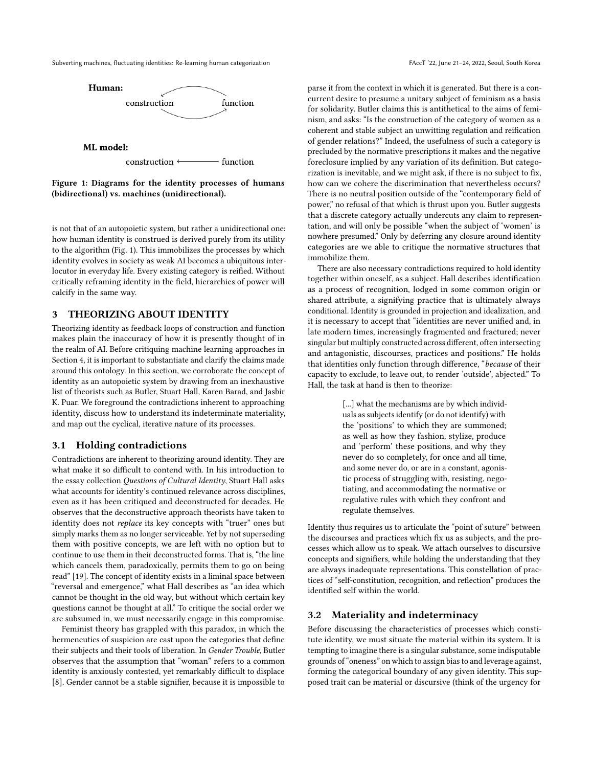Human:

construction ⇄ function

ML model:

construction ⟵ function

**Figure 1: Diagrams for the identity processes of humans (bidirectional) vs. machines (unidirectional).**

is not that of an autopoietic system, but rather a unidirectional one: how human identity is construed is derived purely from its utility to the algorithm (Fig. 1). This immobilizes the processes by which identity evolves in society as weak AI becomes a ubiquitous interlocutor in everyday life. Every existing category is reified. Without critically reframing identity in the field, hierarchies of power will calcify in the same way.

## 3 THEORIZING ABOUT IDENTITY

Theorizing identity as feedback loops of construction and function makes plain the inaccuracy of how it is presently thought of in the realm of AI. Before critiquing machine learning approaches in Section 4, it is important to substantiate and clarify the claims made around this ontology. In this section, we corroborate the concept of identity as an autopoietic system by drawing from an inexhaustive list of theorists such as Butler, Stuart Hall, Karen Barad, and Jasbir K. Puar. We foreground the contradictions inherent to approaching identity, discuss how to understand its indeterminate materiality, and map out the cyclical, iterative nature of its processes.

### 3.1 Holding contradictions

Contradictions are inherent to theorizing around identity. They are what make it so difficult to contend with. In his introduction to the essay collection *Questions of Cultural Identity*, Stuart Hall asks what accounts for identity's continued relevance across disciplines, even as it has been critiqued and deconstructed for decades. He observes that the deconstructive approach theorists have taken to identity does not *replace* its key concepts with "truer" ones but simply marks them as no longer serviceable. Yet by not superseding them with positive concepts, we are left with no option but to continue to use them in their deconstructed forms. That is, "the line which cancels them, paradoxically, permits them to go on being read" [19]. The concept of identity exists in a liminal space between "reversal and emergence," what Hall describes as "an idea which cannot be thought in the old way, but without which certain key questions cannot be thought at all." To critique the social order we are subsumed in, we must necessarily engage in this compromise.

Feminist theory has grappled with this paradox, in which the hermeneutics of suspicion are cast upon the categories that define their subjects and their tools of liberation. In *Gender Trouble*, Butler observes that the assumption that "woman" refers to a common identity is anxiously contested, yet remarkably difficult to displace [8]. Gender cannot be a stable signifier, because it is impossible to parse it from the context in which it is generated. But there is a concurrent desire to presume a unitary subject of feminism as a basis for solidarity. Butler claims this is antithetical to the aims of feminism, and asks: "Is the construction of the category of women as a coherent and stable subject an unwitting regulation and reification of gender relations?" Indeed, the usefulness of such a category is precluded by the normative prescriptions it makes and the negative foreclosure implied by any variation of its definition. But categorization is inevitable, and we might ask, if there is no subject to fix, how can we cohere the discrimination that nevertheless occurs? There is no neutral position outside of the "contemporary field of power," no refusal of that which is thrust upon you. Butler suggests that a discrete category actually undercuts any claim to representation, and will only be possible "when the subject of 'women' is nowhere presumed." Only by deferring any closure around identity categories are we able to critique the normative structures that immobilize them.

There are also necessary contradictions required to hold identity together within oneself, as a subject. Hall describes identification as a process of recognition, lodged in some common origin or shared attribute, a signifying practice that is ultimately always conditional. Identity is grounded in projection and idealization, and it is necessary to accept that "identities are never unified and, in late modern times, increasingly fragmented and fractured; never singular but multiply constructed across different, often intersecting and antagonistic, discourses, practices and positions." He holds that identities only function through difference, "*because* of their capacity to exclude, to leave out, to render 'outside', abjected." To Hall, the task at hand is then to theorize:

> [...] what the mechanisms are by which individuals as subjects identify (or do not identify) with the 'positions' to which they are summoned; as well as how they fashion, stylize, produce and 'perform' these positions, and why they never do so completely, for once and all time, and some never do, or are in a constant, agonistic process of struggling with, resisting, negotiating, and accommodating the normative or regulative rules with which they confront and regulate themselves.

Identity thus requires us to articulate the "point of suture" between the discourses and practices which fix us as subjects, and the processes which allow us to speak. We attach ourselves to discursive concepts and signifiers, while holding the understanding that they are always inadequate representations. This constellation of practices of "self-constitution, recognition, and reflection" produces the identified self within the world.

### 3.2 Materiality and indeterminacy

Before discussing the characteristics of processes which constitute identity, we must situate the material within its system. It is tempting to imagine there is a singular substance, some indisputable grounds of "oneness" on which to assign bias to and leverage against, forming the categorical boundary of any given identity. This supposed trait can be material or discursive (think of the urgency for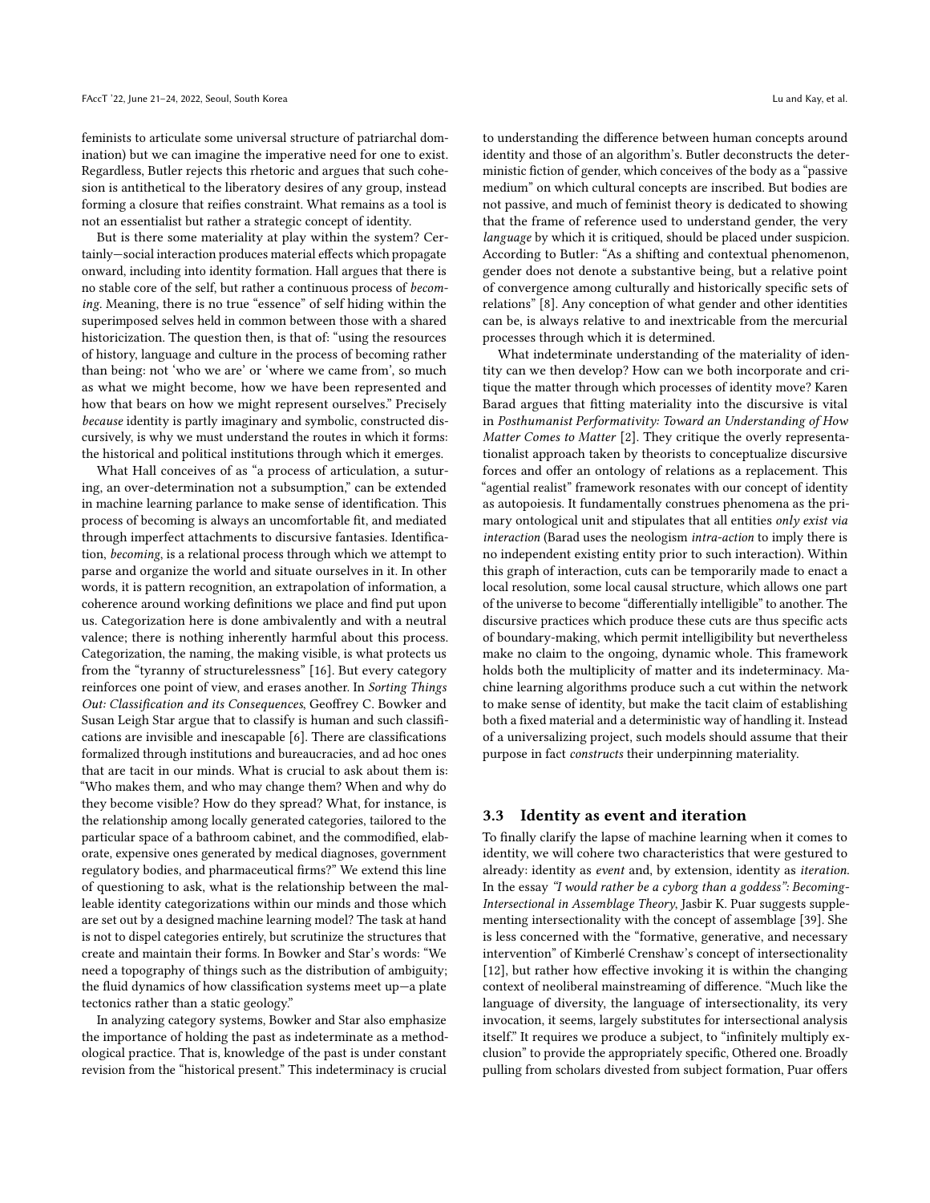feminists to articulate some universal structure of patriarchal domination) but we can imagine the imperative need for one to exist. Regardless, Butler rejects this rhetoric and argues that such cohesion is antithetical to the liberatory desires of any group, instead forming a closure that reifies constraint. What remains as a tool is not an essentialist but rather a strategic concept of identity.

But is there some materiality at play within the system? Certainly—social interaction produces material effects which propagate onward, including into identity formation. Hall argues that there is no stable core of the self, but rather a continuous process of *becoming*. Meaning, there is no true "essence" of self hiding within the superimposed selves held in common between those with a shared historicization. The question then, is that of: "using the resources of history, language and culture in the process of becoming rather than being: not 'who we are' or 'where we came from', so much as what we might become, how we have been represented and how that bears on how we might represent ourselves." Precisely *because* identity is partly imaginary and symbolic, constructed discursively, is why we must understand the routes in which it forms: the historical and political institutions through which it emerges.

What Hall conceives of as "a process of articulation, a suturing, an over-determination not a subsumption," can be extended in machine learning parlance to make sense of identification. This process of becoming is always an uncomfortable fit, and mediated through imperfect attachments to discursive fantasies. Identification, *becoming*, is a relational process through which we attempt to parse and organize the world and situate ourselves in it. In other words, it is pattern recognition, an extrapolation of information, a coherence around working definitions we place and find put upon us. Categorization here is done ambivalently and with a neutral valence; there is nothing inherently harmful about this process. Categorization, the naming, the making visible, is what protects us from the "tyranny of structurelessness" [16]. But every category reinforces one point of view, and erases another. In *Sorting Things Out: Classification and its Consequences*, Geoffrey C. Bowker and Susan Leigh Star argue that to classify is human and such classifications are invisible and inescapable [6]. There are classifications formalized through institutions and bureaucracies, and ad hoc ones that are tacit in our minds. What is crucial to ask about them is: "Who makes them, and who may change them? When and why do they become visible? How do they spread? What, for instance, is the relationship among locally generated categories, tailored to the particular space of a bathroom cabinet, and the commodified, elaborate, expensive ones generated by medical diagnoses, government regulatory bodies, and pharmaceutical firms?" We extend this line of questioning to ask, what is the relationship between the malleable identity categorizations within our minds and those which are set out by a designed machine learning model? The task at hand is not to dispel categories entirely, but scrutinize the structures that create and maintain their forms. In Bowker and Star's words: "We need a topography of things such as the distribution of ambiguity; the fluid dynamics of how classification systems meet up—a plate tectonics rather than a static geology."

In analyzing category systems, Bowker and Star also emphasize the importance of holding the past as indeterminate as a methodological practice. That is, knowledge of the past is under constant revision from the "historical present." This indeterminacy is crucial to understanding the difference between human concepts around identity and those of an algorithm's. Butler deconstructs the deterministic fiction of gender, which conceives of the body as a "passive medium" on which cultural concepts are inscribed. But bodies are not passive, and much of feminist theory is dedicated to showing that the frame of reference used to understand gender, the very *language* by which it is critiqued, should be placed under suspicion. According to Butler: "As a shifting and contextual phenomenon, gender does not denote a substantive being, but a relative point of convergence among culturally and historically specific sets of relations" [8]. Any conception of what gender and other identities can be, is always relative to and inextricable from the mercurial processes through which it is determined.

What indeterminate understanding of the materiality of identity can we then develop? How can we both incorporate and critique the matter through which processes of identity move? Karen Barad argues that fitting materiality into the discursive is vital in *Posthumanist Performativity: Toward an Understanding of How Matter Comes to Matter* [2]. They critique the overly representationalist approach taken by theorists to conceptualize discursive forces and offer an ontology of relations as a replacement. This "agential realist" framework resonates with our concept of identity as autopoiesis. It fundamentally construes phenomena as the primary ontological unit and stipulates that all entities *only exist via interaction* (Barad uses the neologism *intra-action* to imply there is no independent existing entity prior to such interaction). Within this graph of interaction, cuts can be temporarily made to enact a local resolution, some local causal structure, which allows one part of the universe to become "differentially intelligible" to another. The discursive practices which produce these cuts are thus specific acts of boundary-making, which permit intelligibility but nevertheless make no claim to the ongoing, dynamic whole. This framework holds both the multiplicity of matter and its indeterminacy. Machine learning algorithms produce such a cut within the network to make sense of identity, but make the tacit claim of establishing both a fixed material and a deterministic way of handling it. Instead of a universalizing project, such models should assume that their purpose in fact *constructs* their underpinning materiality.

### 3.3 Identity as event and iteration

To finally clarify the lapse of machine learning when it comes to identity, we will cohere two characteristics that were gestured to already: identity as *event* and, by extension, identity as *iteration*. In the essay *"I would rather be a cyborg than a goddess": Becoming-Intersectional in Assemblage Theory*, Jasbir K. Puar suggests supplementing intersectionality with the concept of assemblage [39]. She is less concerned with the "formative, generative, and necessary intervention" of Kimberlé Crenshaw's concept of intersectionality [12], but rather how effective invoking it is within the changing context of neoliberal mainstreaming of difference. "Much like the language of diversity, the language of intersectionality, its very invocation, it seems, largely substitutes for intersectional analysis itself." It requires we produce a subject, to "infinitely multiply exclusion" to provide the appropriately specific, Othered one. Broadly pulling from scholars divested from subject formation, Puar offers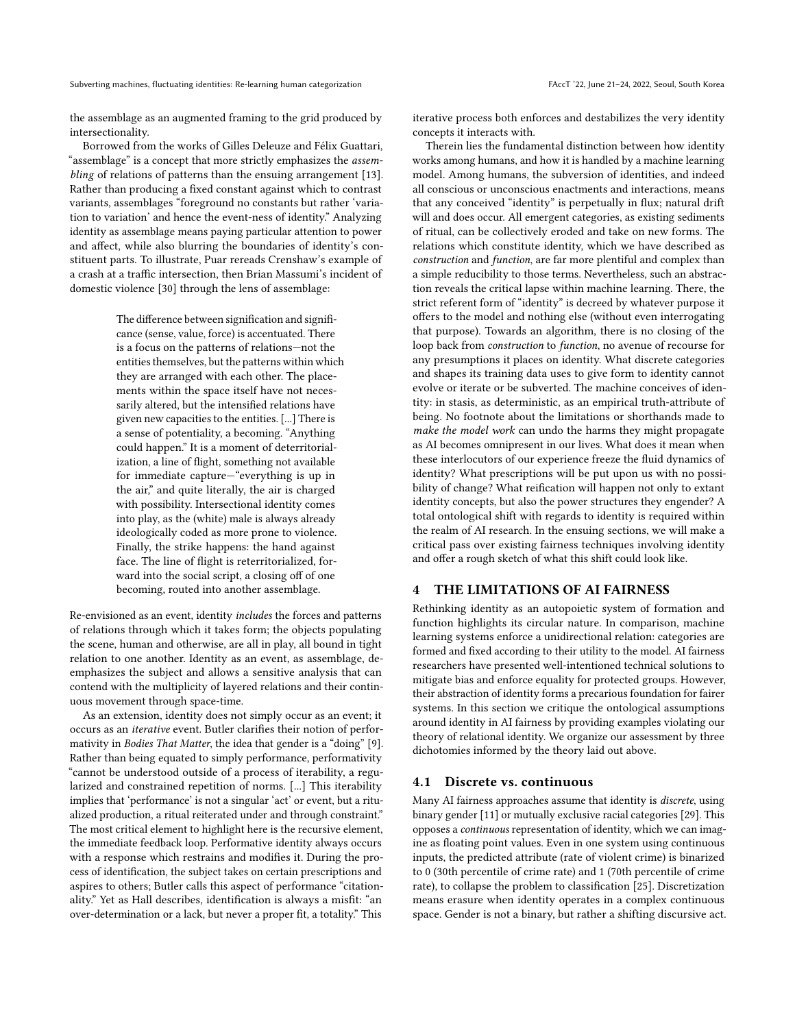the assemblage as an augmented framing to the grid produced by intersectionality.

Borrowed from the works of Gilles Deleuze and Félix Guattari, "assemblage" is a concept that more strictly emphasizes the *assembling* of relations of patterns than the ensuing arrangement [13]. Rather than producing a fixed constant against which to contrast variants, assemblages "foreground no constants but rather 'variation to variation' and hence the event-ness of identity." Analyzing identity as assemblage means paying particular attention to power and affect, while also blurring the boundaries of identity's constituent parts. To illustrate, Puar rereads Crenshaw's example of a crash at a traffic intersection, then Brian Massumi's incident of domestic violence [30] through the lens of assemblage:

> The difference between signification and significance (sense, value, force) is accentuated. There is a focus on the patterns of relations—not the entities themselves, but the patterns within which they are arranged with each other. The placements within the space itself have not necessarily altered, but the intensified relations have given new capacities to the entities. [...] There is a sense of potentiality, a becoming. "Anything could happen." It is a moment of deterritorialization, a line of flight, something not available for immediate capture—"everything is up in the air," and quite literally, the air is charged with possibility. Intersectional identity comes into play, as the (white) male is always already ideologically coded as more prone to violence. Finally, the strike happens: the hand against face. The line of flight is reterritorialized, forward into the social script, a closing off of one becoming, routed into another assemblage.

Re-envisioned as an event, identity *includes* the forces and patterns of relations through which it takes form; the objects populating the scene, human and otherwise, are all in play, all bound in tight relation to one another. Identity as an event, as assemblage, deemphasizes the subject and allows a sensitive analysis that can contend with the multiplicity of layered relations and their continuous movement through space-time.

As an extension, identity does not simply occur as an event; it occurs as an *iterative* event. Butler clarifies their notion of performativity in *Bodies That Matter*, the idea that gender is a "doing" [9]. Rather than being equated to simply performance, performativity "cannot be understood outside of a process of iterability, a regularized and constrained repetition of norms. [...] This iterability implies that 'performance' is not a singular 'act' or event, but a ritualized production, a ritual reiterated under and through constraint." The most critical element to highlight here is the recursive element, the immediate feedback loop. Performative identity always occurs with a response which restrains and modifies it. During the process of identification, the subject takes on certain prescriptions and aspires to others; Butler calls this aspect of performance "citationality." Yet as Hall describes, identification is always a misfit: "an over-determination or a lack, but never a proper fit, a totality." This iterative process both enforces and destabilizes the very identity concepts it interacts with.

Therein lies the fundamental distinction between how identity works among humans, and how it is handled by a machine learning model. Among humans, the subversion of identities, and indeed all conscious or unconscious enactments and interactions, means that any conceived "identity" is perpetually in flux; natural drift will and does occur. All emergent categories, as existing sediments of ritual, can be collectively eroded and take on new forms. The relations which constitute identity, which we have described as *construction* and *function*, are far more plentiful and complex than a simple reducibility to those terms. Nevertheless, such an abstraction reveals the critical lapse within machine learning. There, the strict referent form of "identity" is decreed by whatever purpose it offers to the model and nothing else (without even interrogating that purpose). Towards an algorithm, there is no closing of the loop back from *construction* to *function*, no avenue of recourse for any presumptions it places on identity. What discrete categories and shapes its training data uses to give form to identity cannot evolve or iterate or be subverted. The machine conceives of identity: in stasis, as deterministic, as an empirical truth-attribute of being. No footnote about the limitations or shorthands made to *make the model work* can undo the harms they might propagate as AI becomes omnipresent in our lives. What does it mean when these interlocutors of our experience freeze the fluid dynamics of identity? What prescriptions will be put upon us with no possibility of change? What reification will happen not only to extant identity concepts, but also the power structures they engender? A total ontological shift with regards to identity is required within the realm of AI research. In the ensuing sections, we will make a critical pass over existing fairness techniques involving identity and offer a rough sketch of what this shift could look like.

## 4 THE LIMITATIONS OF AI FAIRNESS

Rethinking identity as an autopoietic system of formation and function highlights its circular nature. In comparison, machine learning systems enforce a unidirectional relation: categories are formed and fixed according to their utility to the model. AI fairness researchers have presented well-intentioned technical solutions to mitigate bias and enforce equality for protected groups. However, their abstraction of identity forms a precarious foundation for fairer systems. In this section we critique the ontological assumptions around identity in AI fairness by providing examples violating our theory of relational identity. We organize our assessment by three dichotomies informed by the theory laid out above.

### 4.1 Discrete vs. continuous

Many AI fairness approaches assume that identity is *discrete*, using binary gender [11] or mutually exclusive racial categories [29]. This opposes a *continuous* representation of identity, which we can imagine as floating point values. Even in one system using continuous inputs, the predicted attribute (rate of violent crime) is binarized to 0 (30th percentile of crime rate) and 1 (70th percentile of crime rate), to collapse the problem to classification [25]. Discretization means erasure when identity operates in a complex continuous space. Gender is not a binary, but rather a shifting discursive act.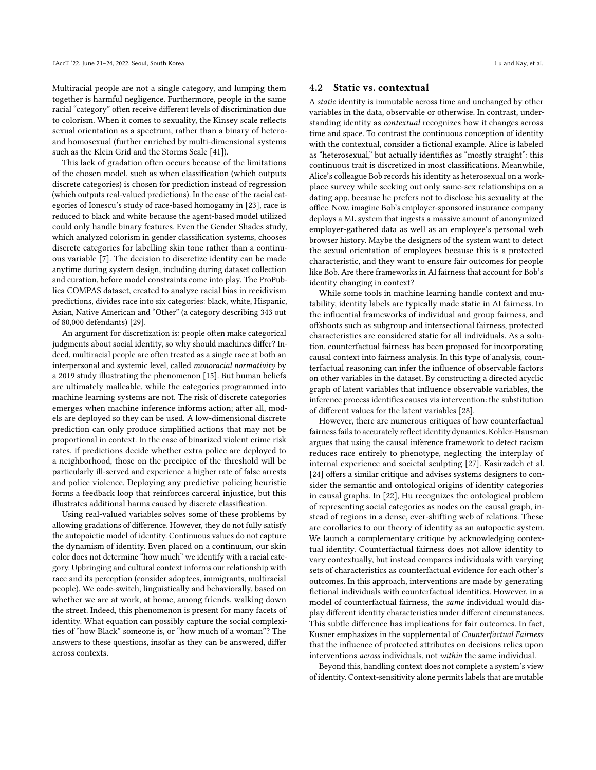Multiracial people are not a single category, and lumping them together is harmful negligence. Furthermore, people in the same racial "category" often receive different levels of discrimination due to colorism. When it comes to sexuality, the Kinsey scale reflects sexual orientation as a spectrum, rather than a binary of hetero- and homosexual (further enriched by multi-dimensional systems such as the Klein Grid and the Storms Scale [41]).

This lack of gradation often occurs because of the limitations of the chosen model, such as when classification (which outputs discrete categories) is chosen for prediction instead of regression (which outputs real-valued predictions). In the case of the racial categories of Ionescu's study of race-based homogamy in [23], race is reduced to black and white because the agent-based model utilized could only handle binary features. Even the Gender Shades study, which analyzed colorism in gender classification systems, chooses discrete categories for labelling skin tone rather than a continuous variable [7]. The decision to discretize identity can be made anytime during system design, including during dataset collection and curation, before model constraints come into play. The ProPublica COMPAS dataset, created to analyze racial bias in recidivism predictions, divides race into six categories: black, white, Hispanic, Asian, Native American and "Other" (a category describing 343 out of 80,000 defendants) [29].

An argument for discretization is: people often make categorical judgments about social identity, so why should machines differ? Indeed, multiracial people are often treated as a single race at both an interpersonal and systemic level, called *monoracial normativity* by a 2019 study illustrating the phenomenon [15]. But human beliefs are ultimately malleable, while the categories programmed into machine learning systems are not. The risk of discrete categories emerges when machine inference informs action; after all, models are deployed so they can be used. A low-dimensional discrete prediction can only produce simplified actions that may not be proportional in context. In the case of binarized violent crime risk rates, if predictions decide whether extra police are deployed to a neighborhood, those on the precipice of the threshold will be particularly ill-served and experience a higher rate of false arrests and police violence. Deploying any predictive policing heuristic forms a feedback loop that reinforces carceral injustice, but this illustrates additional harms caused by discrete classification.

Using real-valued variables solves some of these problems by allowing gradations of difference. However, they do not fully satisfy the autopoietic model of identity. Continuous values do not capture the dynamism of identity. Even placed on a continuum, our skin color does not determine "how much" we identify with a racial category. Upbringing and cultural context informs our relationship with race and its perception (consider adoptees, immigrants, multiracial people). We code-switch, linguistically and behaviorally, based on whether we are at work, at home, among friends, walking down the street. Indeed, this phenomenon is present for many facets of identity. What equation can possibly capture the social complexities of "how Black" someone is, or "how much of a woman"? The answers to these questions, insofar as they can be answered, differ across contexts.

## 4.2 Static vs. contextual

A *static* identity is immutable across time and unchanged by other variables in the data, observable or otherwise. In contrast, understanding identity as *contextual* recognizes how it changes across time and space. To contrast the continuous conception of identity with the contextual, consider a fictional example. Alice is labeled as "heterosexual," but actually identifies as "mostly straight": this continuous trait is discretized in most classifications. Meanwhile, Alice's colleague Bob records his identity as heterosexual on a workplace survey while seeking out only same-sex relationships on a dating app, because he prefers not to disclose his sexuality at the office. Now, imagine Bob's employer-sponsored insurance company deploys a ML system that ingests a massive amount of anonymized employer-gathered data as well as an employee's personal web browser history. Maybe the designers of the system want to detect the sexual orientation of employees because this is a protected characteristic, and they want to ensure fair outcomes for people like Bob. Are there frameworks in AI fairness that account for Bob's identity changing in context?

While some tools in machine learning handle context and mutability, identity labels are typically made static in AI fairness. In the influential frameworks of individual and group fairness, and offshoots such as subgroup and intersectional fairness, protected characteristics are considered static for all individuals. As a solution, counterfactual fairness has been proposed for incorporating causal context into fairness analysis. In this type of analysis, counterfactual reasoning can infer the influence of observable factors on other variables in the dataset. By constructing a directed acyclic graph of latent variables that influence observable variables, the inference process identifies causes via intervention: the substitution of different values for the latent variables [28].

However, there are numerous critiques of how counterfactual fairness fails to accurately reflect identity dynamics. Kohler-Hausman argues that using the causal inference framework to detect racism reduces race entirely to phenotype, neglecting the interplay of internal experience and societal sculpting [27]. Kasirzadeh et al. [24] offers a similar critique and advises systems designers to consider the semantic and ontological origins of identity categories in causal graphs. In [22], Hu recognizes the ontological problem of representing social categories as nodes on the causal graph, instead of regions in a dense, ever-shifting web of relations. These are corollaries to our theory of identity as an autopoetic system. We launch a complementary critique by acknowledging contextual identity. Counterfactual fairness does not allow identity to vary contextually, but instead compares individuals with varying sets of characteristics as counterfactual evidence for each other's outcomes. In this approach, interventions are made by generating fictional individuals with counterfactual identities. However, in a model of counterfactual fairness, the *same* individual would display different identity characteristics under different circumstances. This subtle difference has implications for fair outcomes. In fact, Kusner emphasizes in the supplemental of *Counterfactual Fairness* that the influence of protected attributes on decisions relies upon interventions *across* individuals, not *within* the same individual.

Beyond this, handling context does not complete a system's view of identity. Context-sensitivity alone permits labels that are mutable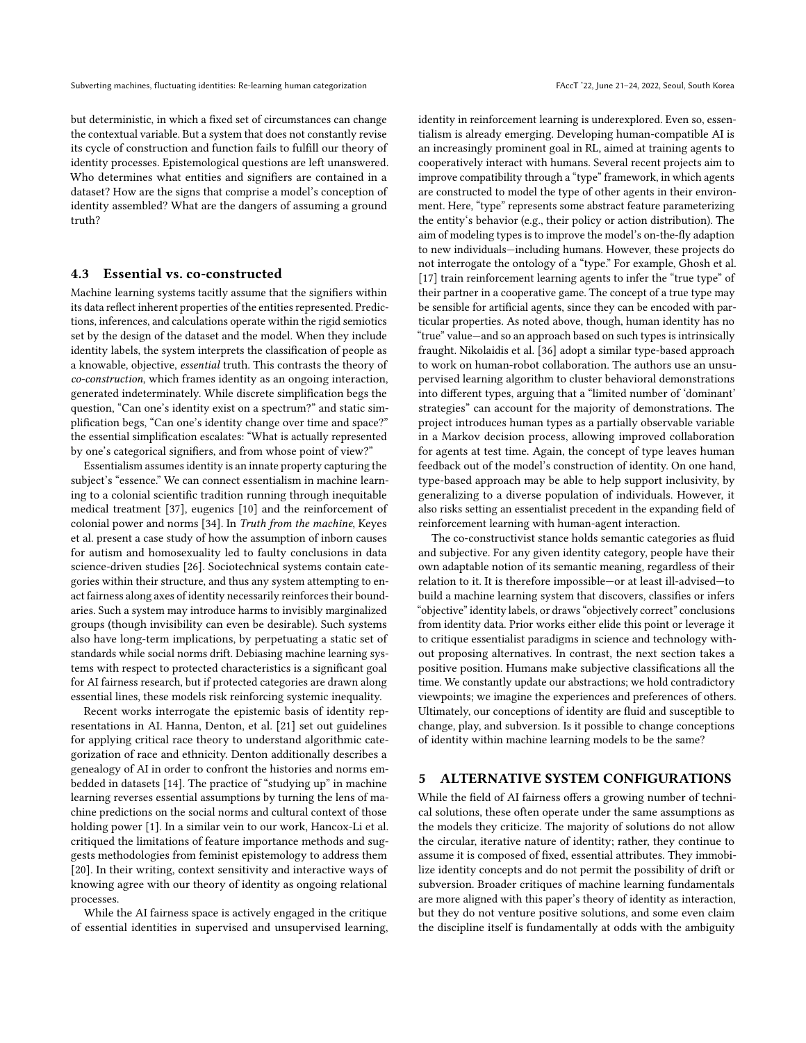but deterministic, in which a fixed set of circumstances can change the contextual variable. But a system that does not constantly revise its cycle of construction and function fails to fulfill our theory of identity processes. Epistemological questions are left unanswered. Who determines what entities and signifiers are contained in a dataset? How are the signs that comprise a model's conception of identity assembled? What are the dangers of assuming a ground truth?

### 4.3 Essential vs. co-constructed

Machine learning systems tacitly assume that the signifiers within its data reflect inherent properties of the entities represented. Predictions, inferences, and calculations operate within the rigid semiotics set by the design of the dataset and the model. When they include identity labels, the system interprets the classification of people as a knowable, objective, *essential* truth. This contrasts the theory of *co-construction*, which frames identity as an ongoing interaction, generated indeterminately. While discrete simplification begs the question, "Can one's identity exist on a spectrum?" and static simplification begs, "Can one's identity change over time and space?" the essential simplification escalates: "What is actually represented by one's categorical signifiers, and from whose point of view?"

Essentialism assumes identity is an innate property capturing the subject's "essence." We can connect essentialism in machine learning to a colonial scientific tradition running through inequitable medical treatment [37], eugenics [10] and the reinforcement of colonial power and norms [34]. In *Truth from the machine*, Keyes et al. present a case study of how the assumption of inborn causes for autism and homosexuality led to faulty conclusions in data science-driven studies [26]. Sociotechnical systems contain categories within their structure, and thus any system attempting to enact fairness along axes of identity necessarily reinforces their boundaries. Such a system may introduce harms to invisibly marginalized groups (though invisibility can even be desirable). Such systems also have long-term implications, by perpetuating a static set of standards while social norms drift. Debiasing machine learning systems with respect to protected characteristics is a significant goal for AI fairness research, but if protected categories are drawn along essential lines, these models risk reinforcing systemic inequality.

Recent works interrogate the epistemic basis of identity representations in AI. Hanna, Denton, et al. [21] set out guidelines for applying critical race theory to understand algorithmic categorization of race and ethnicity. Denton additionally describes a genealogy of AI in order to confront the histories and norms embedded in datasets [14]. The practice of "studying up" in machine learning reverses essential assumptions by turning the lens of machine predictions on the social norms and cultural context of those holding power [1]. In a similar vein to our work, Hancox-Li et al. critiqued the limitations of feature importance methods and suggests methodologies from feminist epistemology to address them [20]. In their writing, context sensitivity and interactive ways of knowing agree with our theory of identity as ongoing relational processes.

While the AI fairness space is actively engaged in the critique of essential identities in supervised and unsupervised learning, identity in reinforcement learning is underexplored. Even so, essentialism is already emerging. Developing human-compatible AI is an increasingly prominent goal in RL, aimed at training agents to cooperatively interact with humans. Several recent projects aim to improve compatibility through a "type" framework, in which agents are constructed to model the type of other agents in their environment. Here, "type" represents some abstract feature parameterizing the entity's behavior (e.g., their policy or action distribution). The aim of modeling types is to improve the model's on-the-fly adaption to new individuals—including humans. However, these projects do not interrogate the ontology of a "type." For example, Ghosh et al. [17] train reinforcement learning agents to infer the "true type" of their partner in a cooperative game. The concept of a true type may be sensible for artificial agents, since they can be encoded with particular properties. As noted above, though, human identity has no "true" value—and so an approach based on such types is intrinsically fraught. Nikolaidis et al. [36] adopt a similar type-based approach to work on human-robot collaboration. The authors use an unsupervised learning algorithm to cluster behavioral demonstrations into different types, arguing that a "limited number of 'dominant' strategies" can account for the majority of demonstrations. The project introduces human types as a partially observable variable in a Markov decision process, allowing improved collaboration for agents at test time. Again, the concept of type leaves human feedback out of the model's construction of identity. On one hand, type-based approach may be able to help support inclusivity, by generalizing to a diverse population of individuals. However, it also risks setting an essentialist precedent in the expanding field of reinforcement learning with human-agent interaction.

The co-constructivist stance holds semantic categories as fluid and subjective. For any given identity category, people have their own adaptable notion of its semantic meaning, regardless of their relation to it. It is therefore impossible—or at least ill-advised—to build a machine learning system that discovers, classifies or infers "objective" identity labels, or draws "objectively correct" conclusions from identity data. Prior works either elide this point or leverage it to critique essentialist paradigms in science and technology without proposing alternatives. In contrast, the next section takes a positive position. Humans make subjective classifications all the time. We constantly update our abstractions; we hold contradictory viewpoints; we imagine the experiences and preferences of others. Ultimately, our conceptions of identity are fluid and susceptible to change, play, and subversion. Is it possible to change conceptions of identity within machine learning models to be the same?

## 5 ALTERNATIVE SYSTEM CONFIGURATIONS

While the field of AI fairness offers a growing number of technical solutions, these often operate under the same assumptions as the models they criticize. The majority of solutions do not allow the circular, iterative nature of identity; rather, they continue to assume it is composed of fixed, essential attributes. They immobilize identity concepts and do not permit the possibility of drift or subversion. Broader critiques of machine learning fundamentals are more aligned with this paper's theory of identity as interaction, but they do not venture positive solutions, and some even claim the discipline itself is fundamentally at odds with the ambiguity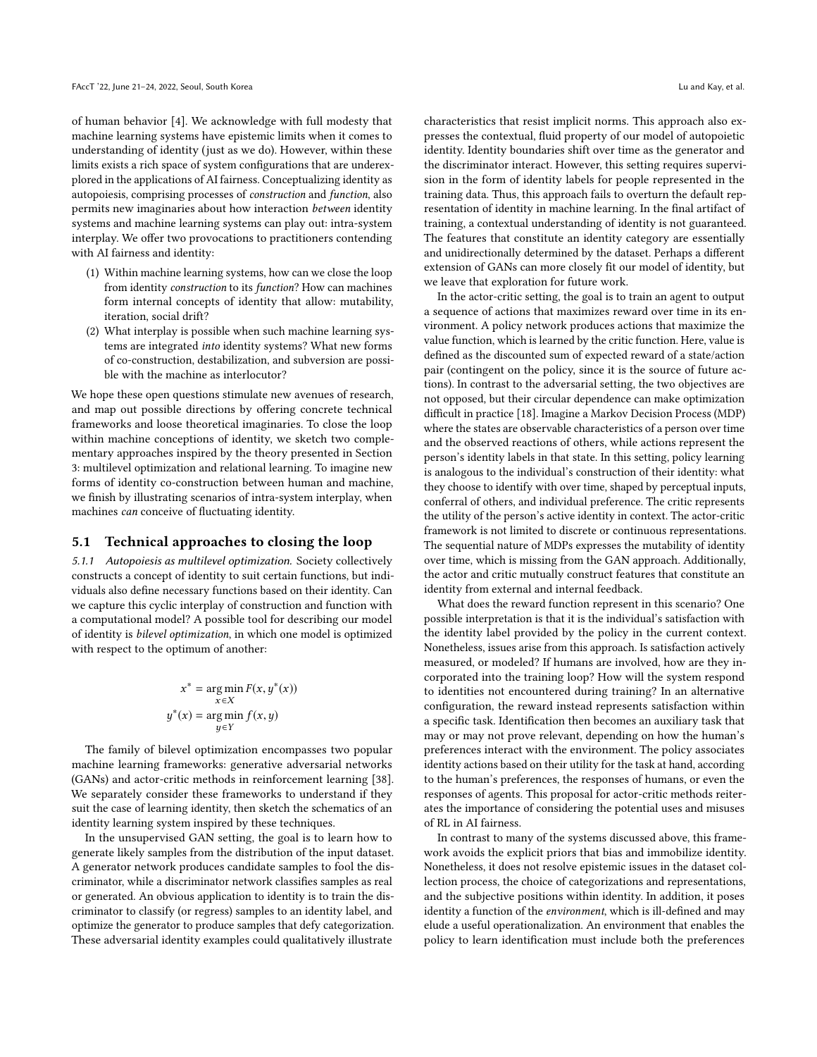of human behavior [4]. We acknowledge with full modesty that machine learning systems have epistemic limits when it comes to understanding of identity (just as we do). However, within these limits exists a rich space of system configurations that are underexplored in the applications of AI fairness. Conceptualizing identity as autopoiesis, comprising processes of *construction* and *function*, also permits new imaginaries about how interaction *between* identity systems and machine learning systems can play out: intra-system interplay. We offer two provocations to practitioners contending with AI fairness and identity:

1. Within machine learning systems, how can we close the loop from identity *construction* to its *function*? How can machines form internal concepts of identity that allow: mutability, iteration, social drift?
2. What interplay is possible when such machine learning systems are integrated *into* identity systems? What new forms of co-construction, destabilization, and subversion are possible with the machine as interlocutor?

We hope these open questions stimulate new avenues of research, and map out possible directions by offering concrete technical frameworks and loose theoretical imaginaries. To close the loop within machine conceptions of identity, we sketch two complementary approaches inspired by the theory presented in Section 3: multilevel optimization and relational learning. To imagine new forms of identity co-construction between human and machine, we finish by illustrating scenarios of intra-system interplay, when machines *can* conceive of fluctuating identity.

### 5.1 Technical approaches to closing the loop

*5.1.1 Autopoiesis as multilevel optimization.* Society collectively constructs a concept of identity to suit certain functions, but individuals also define necessary functions based on their identity. Can we capture this cyclic interplay of construction and function with a computational model? A possible tool for describing our model of identity is *bilevel optimization*, in which one model is optimized with respect to the optimum of another:

$$x^* = \arg\min_{x \in X} F(x, y^*(x))$$
$$y^*(x) = \arg\min_{y \in Y} f(x, y)$$

The family of bilevel optimization encompasses two popular machine learning frameworks: generative adversarial networks (GANs) and actor-critic methods in reinforcement learning [38]. We separately consider these frameworks to understand if they suit the case of learning identity, then sketch the schematics of an identity learning system inspired by these techniques.

In the unsupervised GAN setting, the goal is to learn how to generate likely samples from the distribution of the input dataset. A generator network produces candidate samples to fool the discriminator, while a discriminator network classifies samples as real or generated. An obvious application to identity is to train the discriminator to classify (or regress) samples to an identity label, and optimize the generator to produce samples that defy categorization. These adversarial identity examples could qualitatively illustrate characteristics that resist implicit norms. This approach also expresses the contextual, fluid property of our model of autopoietic identity. Identity boundaries shift over time as the generator and the discriminator interact. However, this setting requires supervision in the form of identity labels for people represented in the training data. Thus, this approach fails to overturn the default representation of identity in machine learning. In the final artifact of training, a contextual understanding of identity is not guaranteed. The features that constitute an identity category are essentially and unidirectionally determined by the dataset. Perhaps a different extension of GANs can more closely fit our model of identity, but we leave that exploration for future work.

In the actor-critic setting, the goal is to train an agent to output a sequence of actions that maximizes reward over time in its environment. A policy network produces actions that maximize the value function, which is learned by the critic function. Here, value is defined as the discounted sum of expected reward of a state/action pair (contingent on the policy, since it is the source of future actions). In contrast to the adversarial setting, the two objectives are not opposed, but their circular dependence can make optimization difficult in practice [18]. Imagine a Markov Decision Process (MDP) where the states are observable characteristics of a person over time and the observed reactions of others, while actions represent the person's identity labels in that state. In this setting, policy learning is analogous to the individual's construction of their identity: what they choose to identify with over time, shaped by perceptual inputs, conferral of others, and individual preference. The critic represents the utility of the person's active identity in context. The actor-critic framework is not limited to discrete or continuous representations. The sequential nature of MDPs expresses the mutability of identity over time, which is missing from the GAN approach. Additionally, the actor and critic mutually construct features that constitute an identity from external and internal feedback.

What does the reward function represent in this scenario? One possible interpretation is that it is the individual's satisfaction with the identity label provided by the policy in the current context. Nonetheless, issues arise from this approach. Is satisfaction actively measured, or modeled? If humans are involved, how are they incorporated into the training loop? How will the system respond to identities not encountered during training? In an alternative configuration, the reward instead represents satisfaction within a specific task. Identification then becomes an auxiliary task that may or may not prove relevant, depending on how the human's preferences interact with the environment. The policy associates identity actions based on their utility for the task at hand, according to the human's preferences, the responses of humans, or even the responses of agents. This proposal for actor-critic methods reiterates the importance of considering the potential uses and misuses of RL in AI fairness.

In contrast to many of the systems discussed above, this framework avoids the explicit priors that bias and immobilize identity. Nonetheless, it does not resolve epistemic issues in the dataset collection process, the choice of categorizations and representations, and the subjective positions within identity. In addition, it poses identity a function of the *environment*, which is ill-defined and may elude a useful operationalization. An environment that enables the policy to learn identification must include both the preferences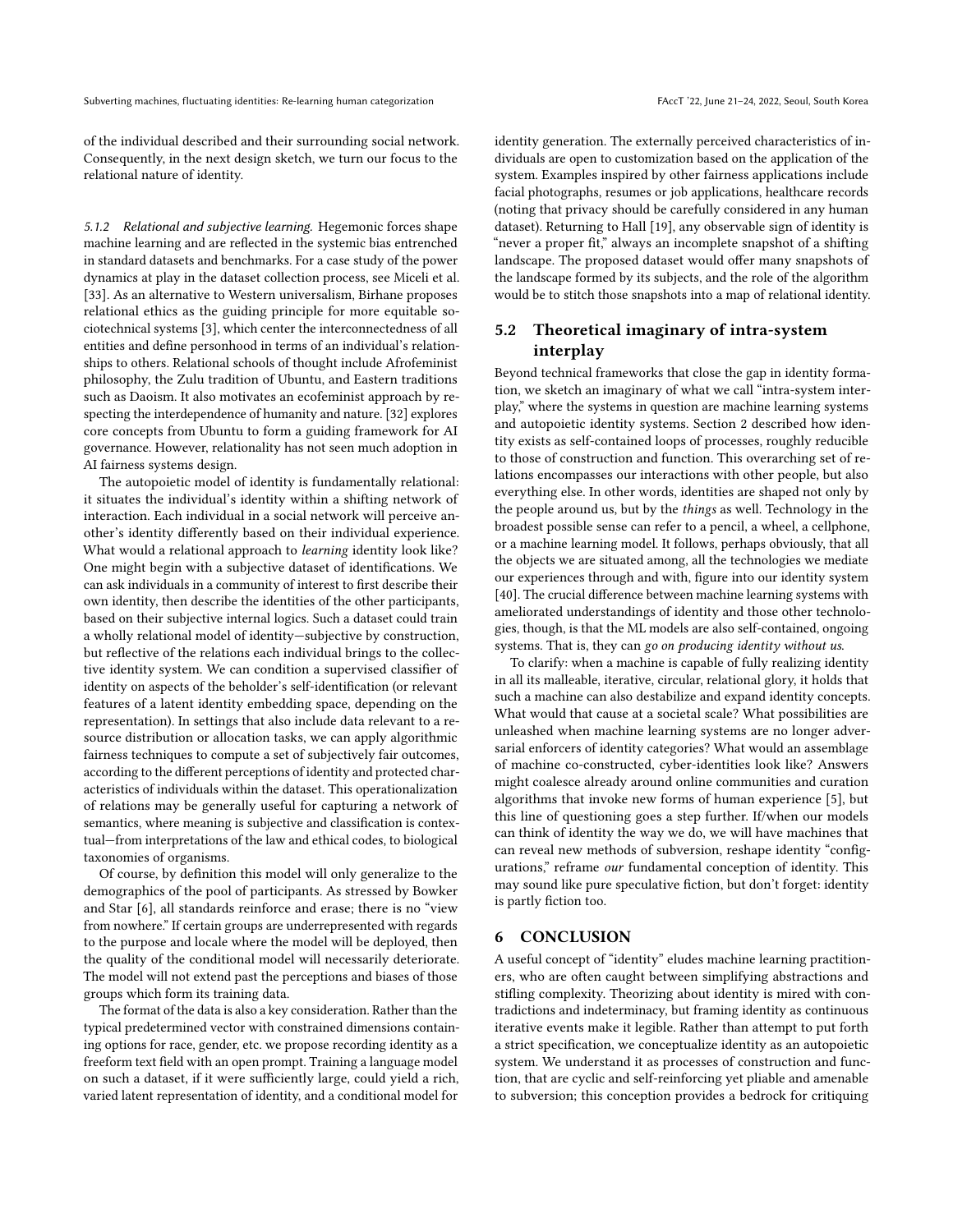of the individual described and their surrounding social network. Consequently, in the next design sketch, we turn our focus to the relational nature of identity.

*5.1.2 Relational and subjective learning.* Hegemonic forces shape machine learning and are reflected in the systemic bias entrenched in standard datasets and benchmarks. For a case study of the power dynamics at play in the dataset collection process, see Miceli et al. [33]. As an alternative to Western universalism, Birhane proposes relational ethics as the guiding principle for more equitable sociotechnical systems [3], which center the interconnectedness of all entities and define personhood in terms of an individual's relationships to others. Relational schools of thought include Afrofeminist philosophy, the Zulu tradition of Ubuntu, and Eastern traditions such as Daoism. It also motivates an ecofeminist approach by respecting the interdependence of humanity and nature. [32] explores core concepts from Ubuntu to form a guiding framework for AI governance. However, relationality has not seen much adoption in AI fairness systems design.

The autopoietic model of identity is fundamentally relational: it situates the individual's identity within a shifting network of interaction. Each individual in a social network will perceive another's identity differently based on their individual experience. What would a relational approach to *learning* identity look like? One might begin with a subjective dataset of identifications. We can ask individuals in a community of interest to first describe their own identity, then describe the identities of the other participants, based on their subjective internal logics. Such a dataset could train a wholly relational model of identity—subjective by construction, but reflective of the relations each individual brings to the collective identity system. We can condition a supervised classifier of identity on aspects of the beholder's self-identification (or relevant features of a latent identity embedding space, depending on the representation). In settings that also include data relevant to a resource distribution or allocation tasks, we can apply algorithmic fairness techniques to compute a set of subjectively fair outcomes, according to the different perceptions of identity and protected characteristics of individuals within the dataset. This operationalization of relations may be generally useful for capturing a network of semantics, where meaning is subjective and classification is contextual—from interpretations of the law and ethical codes, to biological taxonomies of organisms.

Of course, by definition this model will only generalize to the demographics of the pool of participants. As stressed by Bowker and Star [6], all standards reinforce and erase; there is no "view from nowhere." If certain groups are underrepresented with regards to the purpose and locale where the model will be deployed, then the quality of the conditional model will necessarily deteriorate. The model will not extend past the perceptions and biases of those groups which form its training data.

The format of the data is also a key consideration. Rather than the typical predetermined vector with constrained dimensions containing options for race, gender, etc. we propose recording identity as a freeform text field with an open prompt. Training a language model on such a dataset, if it were sufficiently large, could yield a rich, varied latent representation of identity, and a conditional model for identity generation. The externally perceived characteristics of individuals are open to customization based on the application of the system. Examples inspired by other fairness applications include facial photographs, resumes or job applications, healthcare records (noting that privacy should be carefully considered in any human dataset). Returning to Hall [19], any observable sign of identity is "never a proper fit," always an incomplete snapshot of a shifting landscape. The proposed dataset would offer many snapshots of the landscape formed by its subjects, and the role of the algorithm would be to stitch those snapshots into a map of relational identity.

## 5.2 Theoretical imaginary of intra-system interplay

Beyond technical frameworks that close the gap in identity formation, we sketch an imaginary of what we call "intra-system interplay," where the systems in question are machine learning systems and autopoietic identity systems. Section 2 described how identity exists as self-contained loops of processes, roughly reducible to those of construction and function. This overarching set of relations encompasses our interactions with other people, but also everything else. In other words, identities are shaped not only by the people around us, but by the *things* as well. Technology in the broadest possible sense can refer to a pencil, a wheel, a cellphone, or a machine learning model. It follows, perhaps obviously, that all the objects we are situated among, all the technologies we mediate our experiences through and with, figure into our identity system [40]. The crucial difference between machine learning systems with ameliorated understandings of identity and those other technologies, though, is that the ML models are also self-contained, ongoing systems. That is, they can *go on producing identity without us*.

To clarify: when a machine is capable of fully realizing identity in all its malleable, iterative, circular, relational glory, it holds that such a machine can also destabilize and expand identity concepts. What would that cause at a societal scale? What possibilities are unleashed when machine learning systems are no longer adversarial enforcers of identity categories? What would an assemblage of machine co-constructed, cyber-identities look like? Answers might coalesce already around online communities and curation algorithms that invoke new forms of human experience [5], but this line of questioning goes a step further. If/when our models can think of identity the way we do, we will have machines that can reveal new methods of subversion, reshape identity "configurations," reframe *our* fundamental conception of identity. This may sound like pure speculative fiction, but don't forget: identity is partly fiction too.

# 6 CONCLUSION

A useful concept of "identity" eludes machine learning practitioners, who are often caught between simplifying abstractions and stifling complexity. Theorizing about identity is mired with contradictions and indeterminacy, but framing identity as continuous iterative events make it legible. Rather than attempt to put forth a strict specification, we conceptualize identity as an autopoietic system. We understand it as processes of construction and function, that are cyclic and self-reinforcing yet pliable and amenable to subversion; this conception provides a bedrock for critiquing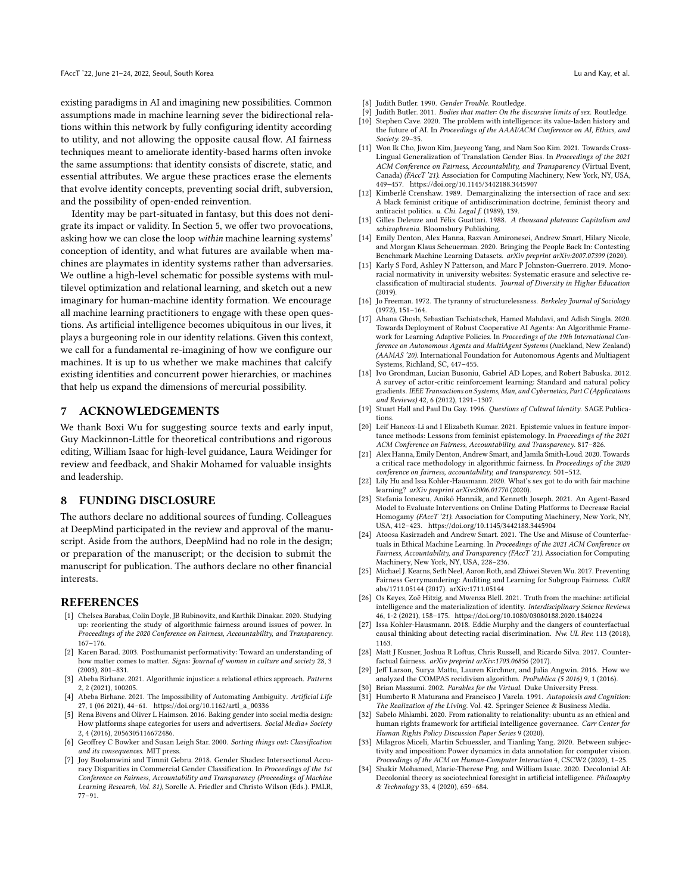existing paradigms in AI and imagining new possibilities. Common assumptions made in machine learning sever the bidirectional relations within this network by fully configuring identity according to utility, and not allowing the opposite causal flow. AI fairness techniques meant to ameliorate identity-based harms often invoke the same assumptions: that identity consists of discrete, static, and essential attributes. We argue these practices erase the elements that evolve identity concepts, preventing social drift, subversion, and the possibility of open-ended reinvention.

Identity may be part-situated in fantasy, but this does not denigrate its impact or validity. In Section 5, we offer two provocations, asking how we can close the loop *within* machine learning systems' conception of identity, and what futures are available when machines are playmates in identity systems rather than adversaries. We outline a high-level schematic for possible systems with multilevel optimization and relational learning, and sketch out a new imaginary for human-machine identity formation. We encourage all machine learning practitioners to engage with these open questions. As artificial intelligence becomes ubiquitous in our lives, it plays a burgeoning role in our identity relations. Given this context, we call for a fundamental re-imagining of how we configure our machines. It is up to us whether we make machines that calcify existing identities and concurrent power hierarchies, or machines that help us expand the dimensions of mercurial possibility.

## 7 ACKNOWLEDGEMENTS

We thank Boxi Wu for suggesting source texts and early input, Guy Mackinnon-Little for theoretical contributions and rigorous editing, William Isaac for high-level guidance, Laura Weidinger for review and feedback, and Shakir Mohamed for valuable insights and leadership.

## 8 FUNDING DISCLOSURE

The authors declare no additional sources of funding. Colleagues at DeepMind participated in the review and approval of the manuscript. Aside from the authors, DeepMind had no role in the design; or preparation of the manuscript; or the decision to submit the manuscript for publication. The authors declare no other financial interests.

## REFERENCES

[1] Chelsea Barabas, Colin Doyle, JB Rubinovitz, and Karthik Dinakar. 2020. Studying up: reorienting the study of algorithmic fairness around issues of power. In *Proceedings of the 2020 Conference on Fairness, Accountability, and Transparency*. 167–176.

[2] Karen Barad. 2003. Posthumanist performativity: Toward an understanding of how matter comes to matter. *Signs: Journal of women in culture and society* 28, 3 (2003), 801–831.

[3] Abeba Birhane. 2021. Algorithmic injustice: a relational ethics approach. *Patterns* 2, 2 (2021), 100205.

[4] Abeba Birhane. 2021. The Impossibility of Automating Ambiguity. *Artificial Life* 27, 1 (06 2021), 44–61. https://doi.org/10.1162/artl_a_00336

[5] Rena Bivens and Oliver L Haimson. 2016. Baking gender into social media design: How platforms shape categories for users and advertisers. *Social Media+ Society* 2, 4 (2016), 2056305116672486.

[6] Geoffrey C Bowker and Susan Leigh Star. 2000. *Sorting things out: Classification and its consequences*. MIT press.

[7] Joy Buolamwini and Timnit Gebru. 2018. Gender Shades: Intersectional Accuracy Disparities in Commercial Gender Classification. In *Proceedings of the 1st Conference on Fairness, Accountability and Transparency (Proceedings of Machine Learning Research, Vol. 81)*, Sorelle A. Friedler and Christo Wilson (Eds.). PMLR, 77–91.

[8] Judith Butler. 1990. *Gender Trouble*. Routledge.

[9] Judith Butler. 2011. *Bodies that matter: On the discursive limits of sex*. Routledge.

[10] Stephen Cave. 2020. The problem with intelligence: its value-laden history and the future of AI. In *Proceedings of the AAAI/ACM Conference on AI, Ethics, and Society*. 29–35.

[11] Won Ik Cho, Jiwon Kim, Jaeyeong Yang, and Nam Soo Kim. 2021. Towards Cross-Lingual Generalization of Translation Gender Bias. In *Proceedings of the 2021 ACM Conference on Fairness, Accountability, and Transparency* (Virtual Event, Canada) *(FAccT '21)*. Association for Computing Machinery, New York, NY, USA, 449–457. https://doi.org/10.1145/3442188.3445907

[12] Kimberlé Crenshaw. 1989. Demarginalizing the intersection of race and sex: A black feminist critique of antidiscrimination doctrine, feminist theory and antiracist politics. *u. Chi. Legal f.* (1989), 139.

[13] Gilles Deleuze and Félix Guattari. 1988. *A thousand plateaus: Capitalism and schizophrenia*. Bloomsbury Publishing.

[14] Emily Denton, Alex Hanna, Razvan Amironesei, Andrew Smart, Hilary Nicole, and Morgan Klaus Scheuerman. 2020. Bringing the People Back In: Contesting Benchmark Machine Learning Datasets. *arXiv preprint arXiv:2007.07399* (2020).

[15] Karly S Ford, Ashley N Patterson, and Marc P Johnston-Guerrero. 2019. Monoracial normativity in university websites: Systematic erasure and selective reclassification of multiracial students. *Journal of Diversity in Higher Education* (2019).

[16] Jo Freeman. 1972. The tyranny of structurelessness. *Berkeley Journal of Sociology* (1972), 151–164.

[17] Ahana Ghosh, Sebastian Tschiatschek, Hamed Mahdavi, and Adish Singla. 2020. Towards Deployment of Robust Cooperative AI Agents: An Algorithmic Framework for Learning Adaptive Policies. In *Proceedings of the 19th International Conference on Autonomous Agents and MultiAgent Systems* (Auckland, New Zealand) *(AAMAS '20)*. International Foundation for Autonomous Agents and Multiagent Systems, Richland, SC, 447–455.

[18] Ivo Grondman, Lucian Busoniu, Gabriel AD Lopes, and Robert Babuska. 2012. A survey of actor-critic reinforcement learning: Standard and natural policy gradients. *IEEE Transactions on Systems, Man, and Cybernetics, Part C (Applications and Reviews)* 42, 6 (2012), 1291–1307.

[19] Stuart Hall and Paul Du Gay. 1996. *Questions of Cultural Identity*. SAGE Publications.

[20] Leif Hancox-Li and I Elizabeth Kumar. 2021. Epistemic values in feature importance methods: Lessons from feminist epistemology. In *Proceedings of the 2021 ACM Conference on Fairness, Accountability, and Transparency*. 817–826.

[21] Alex Hanna, Emily Denton, Andrew Smart, and Jamila Smith-Loud. 2020. Towards a critical race methodology in algorithmic fairness. In *Proceedings of the 2020 conference on fairness, accountability, and transparency*. 501–512.

[22] Lily Hu and Issa Kohler-Hausmann. 2020. What's sex got to do with fair machine learning? *arXiv preprint arXiv:2006.01770* (2020).

[23] Stefania Ionescu, Anikó Hannák, and Kenneth Joseph. 2021. An Agent-Based Model to Evaluate Interventions on Online Dating Platforms to Decrease Racial Homogamy *(FAccT '21)*. Association for Computing Machinery, New York, NY, USA, 412–423. https://doi.org/10.1145/3442188.3445904

[24] Atoosa Kasirzadeh and Andrew Smart. 2021. The Use and Misuse of Counterfactuals in Ethical Machine Learning. In *Proceedings of the 2021 ACM Conference on Fairness, Accountability, and Transparency (FAccT '21)*. Association for Computing Machinery, New York, NY, USA, 228–236.

[25] Michael J. Kearns, Seth Neel, Aaron Roth, and Zhiwei Steven Wu. 2017. Preventing Fairness Gerrymandering: Auditing and Learning for Subgroup Fairness. *CoRR* abs/1711.05144 (2017). arXiv:1711.05144

[26] Os Keyes, Zoë Hitzig, and Mwenza Blell. 2021. Truth from the machine: artificial intelligence and the materialization of identity. *Interdisciplinary Science Reviews* 46, 1-2 (2021), 158–175. https://doi.org/10.1080/03080188.2020.1840224

[27] Issa Kohler-Hausmann. 2018. Eddie Murphy and the dangers of counterfactual causal thinking about detecting racial discrimination. *Nw. UL Rev.* 113 (2018), 1163.

[28] Matt J Kusner, Joshua R Loftus, Chris Russell, and Ricardo Silva. 2017. Counterfactual fairness. *arXiv preprint arXiv:1703.06856* (2017).

[29] Jeff Larson, Surya Mattu, Lauren Kirchner, and Julia Angwin. 2016. How we analyzed the COMPAS recidivism algorithm. *ProPublica (5 2016)* 9, 1 (2016).

[30] Brian Massumi. 2002. *Parables for the Virtual*. Duke University Press.

[31] Humberto R Maturana and Francisco J Varela. 1991. *Autopoiesis and Cognition: The Realization of the Living*. Vol. 42. Springer Science & Business Media.

[32] Sabelo Mhlambi. 2020. From rationality to relationality: ubuntu as an ethical and human rights framework for artificial intelligence governance. *Carr Center for Human Rights Policy Discussion Paper Series* 9 (2020).

[33] Milagros Miceli, Martin Schuessler, and Tianling Yang. 2020. Between subjectivity and imposition: Power dynamics in data annotation for computer vision. *Proceedings of the ACM on Human-Computer Interaction* 4, CSCW2 (2020), 1–25.

[34] Shakir Mohamed, Marie-Therese Png, and William Isaac. 2020. Decolonial AI: Decolonial theory as sociotechnical foresight in artificial intelligence. *Philosophy & Technology* 33, 4 (2020), 659–684.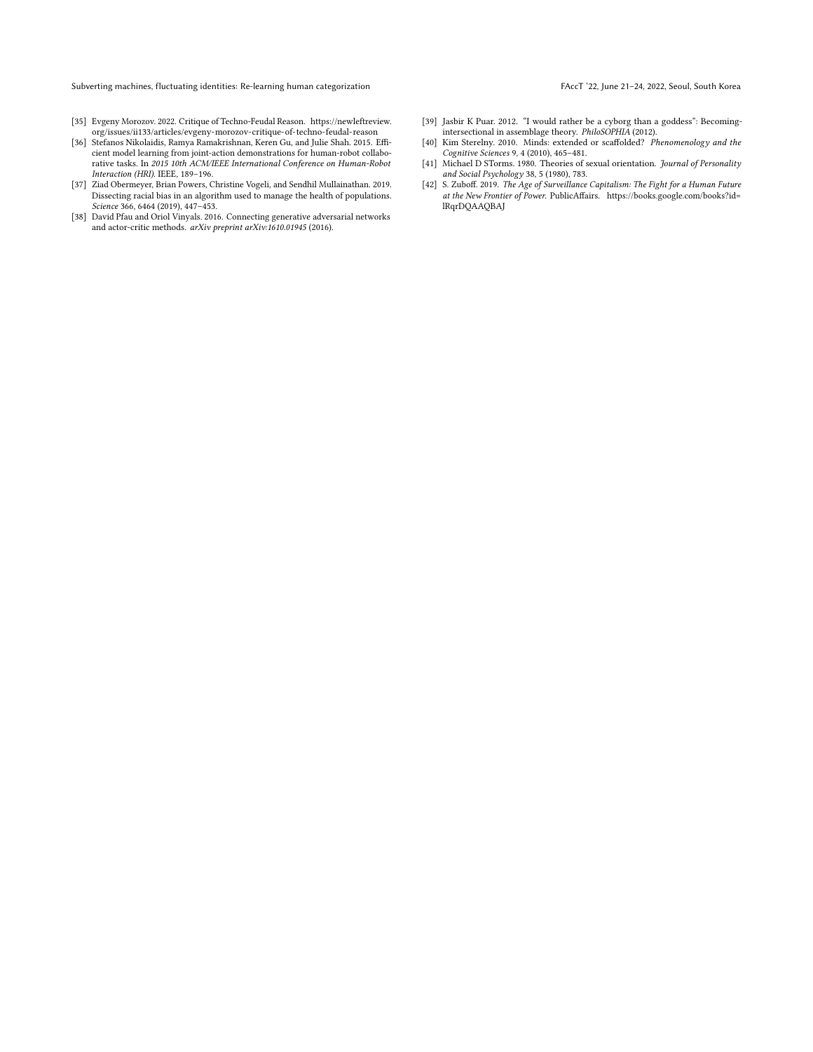[35] Evgeny Morozov. 2022. Critique of Techno-Feudal Reason. https://newleftreview.org/issues/ii133/articles/evgeny-morozov-critique-of-techno-feudal-reason

[36] Stefanos Nikolaidis, Ramya Ramakrishnan, Keren Gu, and Julie Shah. 2015. Efficient model learning from joint-action demonstrations for human-robot collaborative tasks. In *2015 10th ACM/IEEE International Conference on Human-Robot Interaction (HRI)*. IEEE, 189–196.

[37] Ziad Obermeyer, Brian Powers, Christine Vogeli, and Sendhil Mullainathan. 2019. Dissecting racial bias in an algorithm used to manage the health of populations. *Science* 366, 6464 (2019), 447–453.

[38] David Pfau and Oriol Vinyals. 2016. Connecting generative adversarial networks and actor-critic methods. *arXiv preprint arXiv:1610.01945* (2016).

[39] Jasbir K Puar. 2012. "I would rather be a cyborg than a goddess": Becoming-intersectional in assemblage theory. *PhiloSOPHIA* (2012).

[40] Kim Sterelny. 2010. Minds: extended or scaffolded? *Phenomenology and the Cognitive Sciences* 9, 4 (2010), 465–481.

[41] Michael D STorms. 1980. Theories of sexual orientation. *Journal of Personality and Social Psychology* 38, 5 (1980), 783.

[42] S. Zuboff. 2019. *The Age of Surveillance Capitalism: The Fight for a Human Future at the New Frontier of Power.* PublicAffairs. https://books.google.com/books?id=lRqrDQAAQBAJ